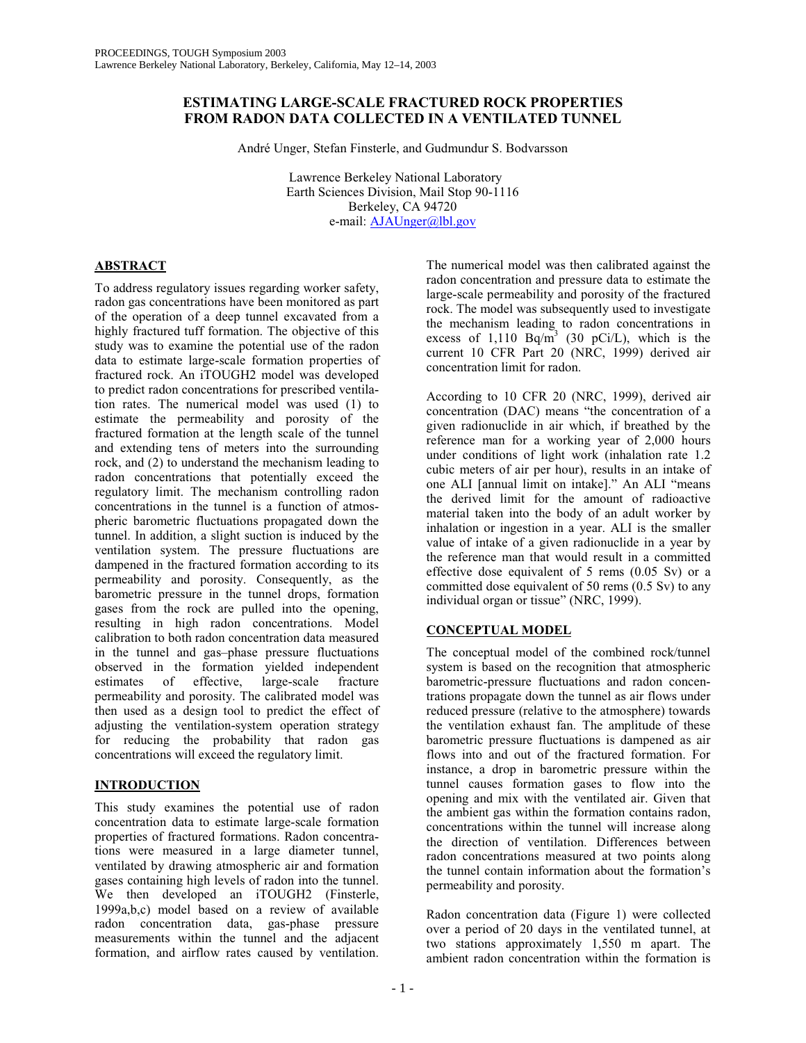# ESTIMATING LARGE-SCALE FRACTURED ROCK PROPERTIES FROM RADON DATA COLLECTED IN A VENTILATED TUNNEL

André Unger, Stefan Finsterle, and Gudmundur S. Bodvarsson

Lawrence Berkeley National Laboratory
Earth Sciences Division, Mail Stop 90-1116
Berkeley, CA 94720
e-mail: AJAUnger@lbl.gov

## ABSTRACT

To address regulatory issues regarding worker safety, radon gas concentrations have been monitored as part of the operation of a deep tunnel excavated from a highly fractured tuff formation. The objective of this study was to examine the potential use of the radon data to estimate large-scale formation properties of fractured rock. An iTOUGH2 model was developed to predict radon concentrations for prescribed ventilation rates. The numerical model was used (1) to estimate the permeability and porosity of the fractured formation at the length scale of the tunnel and extending tens of meters into the surrounding rock, and (2) to understand the mechanism leading to radon concentrations that potentially exceed the regulatory limit. The mechanism controlling radon concentrations in the tunnel is a function of atmospheric barometric fluctuations propagated down the tunnel. In addition, a slight suction is induced by the ventilation system. The pressure fluctuations are dampened in the fractured formation according to its permeability and porosity. Consequently, as the barometric pressure in the tunnel drops, formation gases from the rock are pulled into the opening, resulting in high radon concentrations. Model calibration to both radon concentration data measured in the tunnel and gas–phase pressure fluctuations observed in the formation yielded independent estimates of effective, large-scale fracture permeability and porosity. The calibrated model was then used as a design tool to predict the effect of adjusting the ventilation-system operation strategy for reducing the probability that radon gas concentrations will exceed the regulatory limit.

## INTRODUCTION

This study examines the potential use of radon concentration data to estimate large-scale formation properties of fractured formations. Radon concentrations were measured in a large diameter tunnel, ventilated by drawing atmospheric air and formation gases containing high levels of radon into the tunnel. We then developed an iTOUGH2 (Finsterle, 1999a,b,c) model based on a review of available radon concentration data, gas-phase pressure measurements within the tunnel and the adjacent formation, and airflow rates caused by ventilation. The numerical model was then calibrated against the radon concentration and pressure data to estimate the large-scale permeability and porosity of the fractured rock. The model was subsequently used to investigate the mechanism leading to radon concentrations in excess of 1,110 Bq/m$^3$ (30 pCi/L), which is the current 10 CFR Part 20 (NRC, 1999) derived air concentration limit for radon.

According to 10 CFR 20 (NRC, 1999), derived air concentration (DAC) means "the concentration of a given radionuclide in air which, if breathed by the reference man for a working year of 2,000 hours under conditions of light work (inhalation rate 1.2 cubic meters of air per hour), results in an intake of one ALI [annual limit on intake]." An ALI "means the derived limit for the amount of radioactive material taken into the body of an adult worker by inhalation or ingestion in a year. ALI is the smaller value of intake of a given radionuclide in a year by the reference man that would result in a committed effective dose equivalent of 5 rems (0.05 Sv) or a committed dose equivalent of 50 rems (0.5 Sv) to any individual organ or tissue" (NRC, 1999).

## CONCEPTUAL MODEL

The conceptual model of the combined rock/tunnel system is based on the recognition that atmospheric barometric-pressure fluctuations and radon concentrations propagate down the tunnel as air flows under reduced pressure (relative to the atmosphere) towards the ventilation exhaust fan. The amplitude of these barometric pressure fluctuations is dampened as air flows into and out of the fractured formation. For instance, a drop in barometric pressure within the tunnel causes formation gases to flow into the opening and mix with the ventilated air. Given that the ambient gas within the formation contains radon, concentrations within the tunnel will increase along the direction of ventilation. Differences between radon concentrations measured at two points along the tunnel contain information about the formation's permeability and porosity.

Radon concentration data (Figure 1) were collected over a period of 20 days in the ventilated tunnel, at two stations approximately 1,550 m apart. The ambient radon concentration within the formation is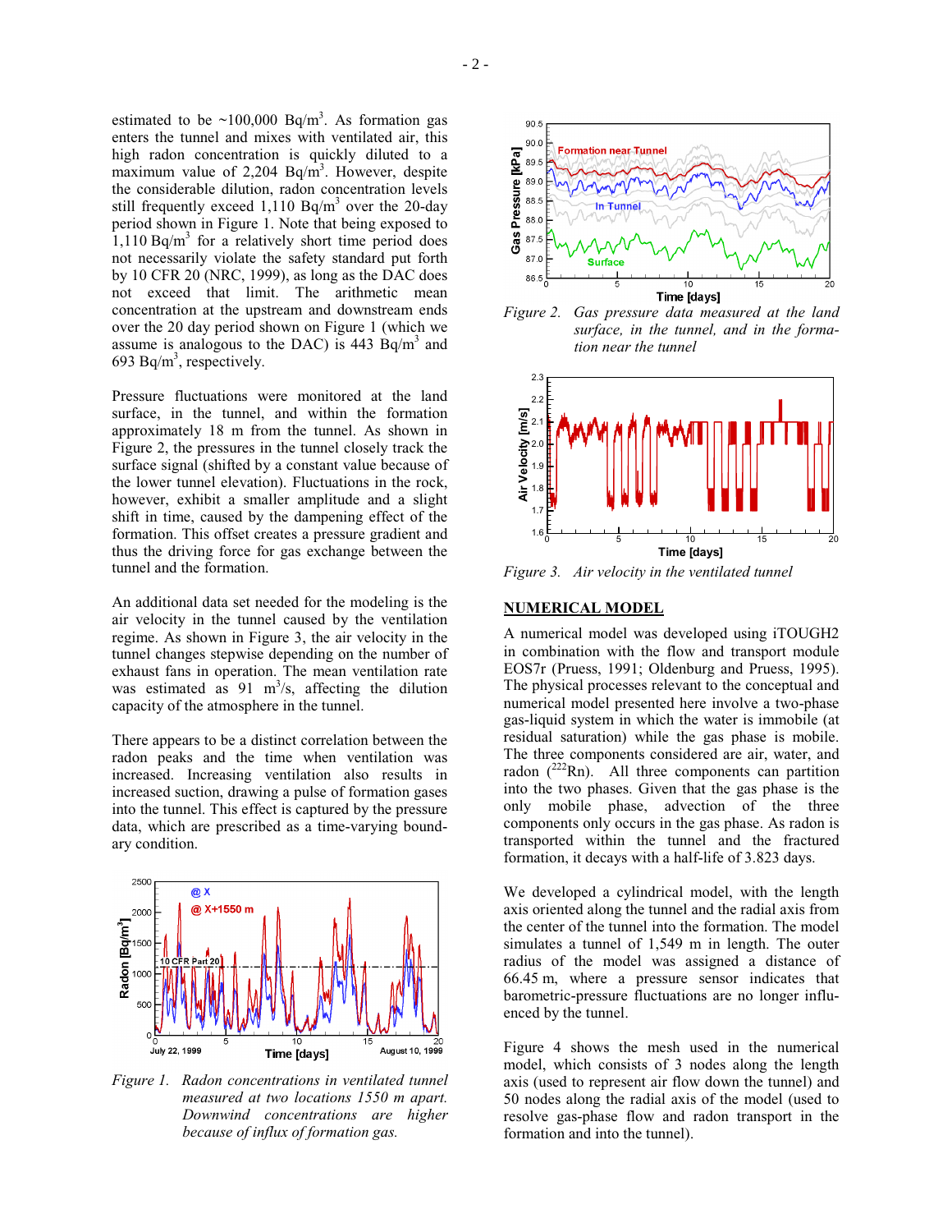estimated to be ~100,000 Bq/m$^3$. As formation gas enters the tunnel and mixes with ventilated air, this high radon concentration is quickly diluted to a maximum value of 2,204 Bq/m$^3$. However, despite the considerable dilution, radon concentration levels still frequently exceed 1,110 Bq/m$^3$ over the 20-day period shown in Figure 1. Note that being exposed to 1,110 Bq/m$^3$ for a relatively short time period does not necessarily violate the safety standard put forth by 10 CFR 20 (NRC, 1999), as long as the DAC does not exceed that limit. The arithmetic mean concentration at the upstream and downstream ends over the 20 day period shown on Figure 1 (which we assume is analogous to the DAC) is 443 Bq/m$^3$ and 693 Bq/m$^3$, respectively.

Pressure fluctuations were monitored at the land surface, in the tunnel, and within the formation approximately 18 m from the tunnel. As shown in Figure 2, the pressures in the tunnel closely track the surface signal (shifted by a constant value because of the lower tunnel elevation). Fluctuations in the rock, however, exhibit a smaller amplitude and a slight shift in time, caused by the dampening effect of the formation. This offset creates a pressure gradient and thus the driving force for gas exchange between the tunnel and the formation.

An additional data set needed for the modeling is the air velocity in the tunnel caused by the ventilation regime. As shown in Figure 3, the air velocity in the tunnel changes stepwise depending on the number of exhaust fans in operation. The mean ventilation rate was estimated as 91 m$^3$/s, affecting the dilution capacity of the atmosphere in the tunnel.

There appears to be a distinct correlation between the radon peaks and the time when ventilation was increased. Increasing ventilation also results in increased suction, drawing a pulse of formation gases into the tunnel. This effect is captured by the pressure data, which are prescribed as a time-varying boundary condition.

*Figure 1. Radon concentrations in ventilated tunnel measured at two locations 1550 m apart. Downwind concentrations are higher because of influx of formation gas.*

*Figure 2. Gas pressure data measured at the land surface, in the tunnel, and in the formation near the tunnel*

*Figure 3. Air velocity in the ventilated tunnel*

## NUMERICAL MODEL

A numerical model was developed using iTOUGH2 in combination with the flow and transport module EOS7r (Pruess, 1991; Oldenburg and Pruess, 1995). The physical processes relevant to the conceptual and numerical model presented here involve a two-phase gas-liquid system in which the water is immobile (at residual saturation) while the gas phase is mobile. The three components considered are air, water, and radon ($^{222}$Rn). All three components can partition into the two phases. Given that the gas phase is the only mobile phase, advection of the three components only occurs in the gas phase. As radon is transported within the tunnel and the fractured formation, it decays with a half-life of 3.823 days.

We developed a cylindrical model, with the length axis oriented along the tunnel and the radial axis from the center of the tunnel into the formation. The model simulates a tunnel of 1,549 m in length. The outer radius of the model was assigned a distance of 66.45 m, where a pressure sensor indicates that barometric-pressure fluctuations are no longer influenced by the tunnel.

Figure 4 shows the mesh used in the numerical model, which consists of 3 nodes along the length axis (used to represent air flow down the tunnel) and 50 nodes along the radial axis of the model (used to resolve gas-phase flow and radon transport in the formation and into the tunnel).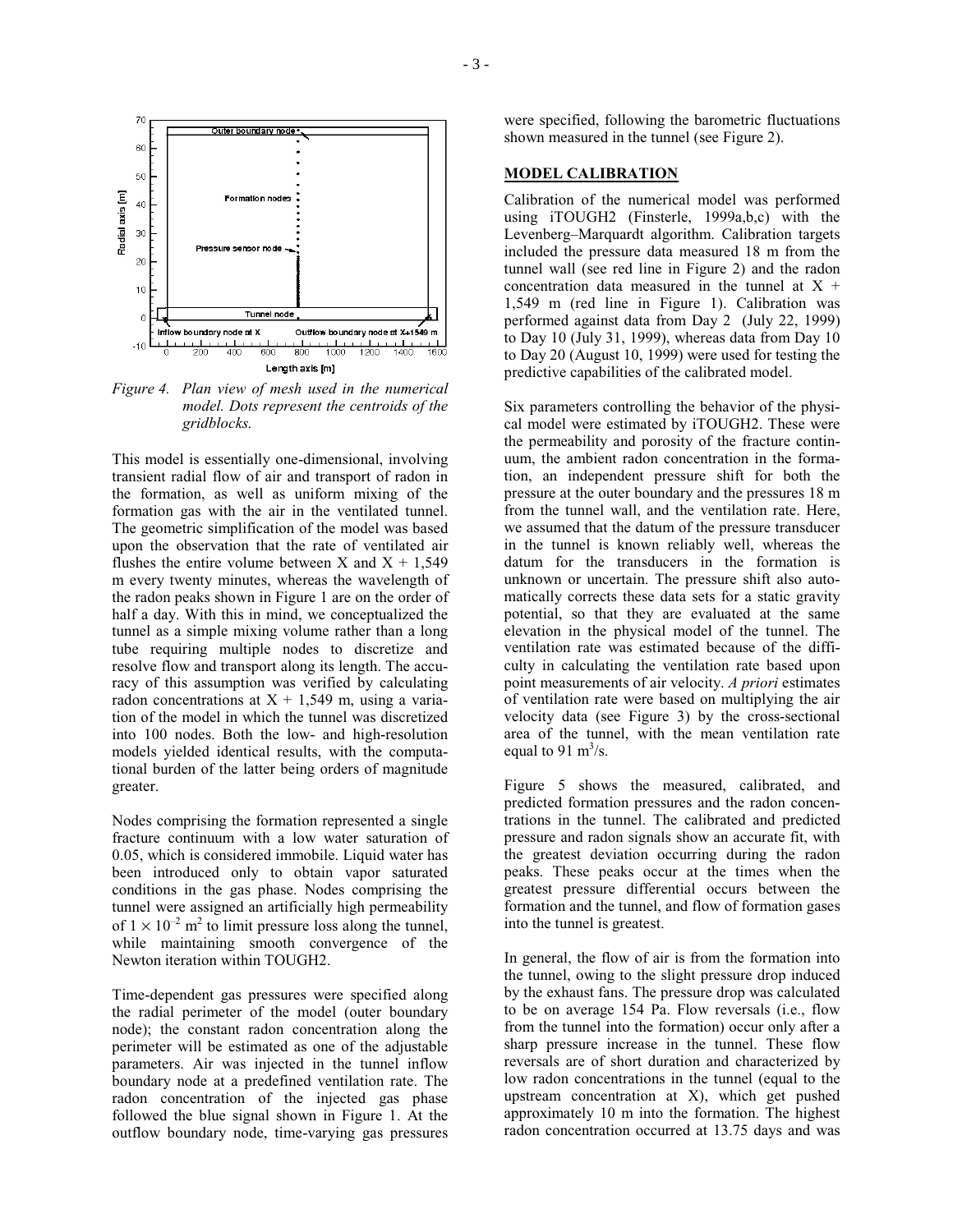*Figure 4. Plan view of mesh used in the numerical model. Dots represent the centroids of the gridblocks.*

This model is essentially one-dimensional, involving transient radial flow of air and transport of radon in the formation, as well as uniform mixing of the formation gas with the air in the ventilated tunnel. The geometric simplification of the model was based upon the observation that the rate of ventilated air flushes the entire volume between X and X + 1,549 m every twenty minutes, whereas the wavelength of the radon peaks shown in Figure 1 are on the order of half a day. With this in mind, we conceptualized the tunnel as a simple mixing volume rather than a long tube requiring multiple nodes to discretize and resolve flow and transport along its length. The accuracy of this assumption was verified by calculating radon concentrations at X + 1,549 m, using a variation of the model in which the tunnel was discretized into 100 nodes. Both the low- and high-resolution models yielded identical results, with the computational burden of the latter being orders of magnitude greater.

Nodes comprising the formation represented a single fracture continuum with a low water saturation of 0.05, which is considered immobile. Liquid water has been introduced only to obtain vapor saturated conditions in the gas phase. Nodes comprising the tunnel were assigned an artificially high permeability of $1 \times 10^{-2}$ m$^2$ to limit pressure loss along the tunnel, while maintaining smooth convergence of the Newton iteration within TOUGH2.

Time-dependent gas pressures were specified along the radial perimeter of the model (outer boundary node); the constant radon concentration along the perimeter will be estimated as one of the adjustable parameters. Air was injected in the tunnel inflow boundary node at a predefined ventilation rate. The radon concentration of the injected gas phase followed the blue signal shown in Figure 1. At the outflow boundary node, time-varying gas pressures were specified, following the barometric fluctuations shown measured in the tunnel (see Figure 2).

## MODEL CALIBRATION

Calibration of the numerical model was performed using iTOUGH2 (Finsterle, 1999a,b,c) with the Levenberg–Marquardt algorithm. Calibration targets included the pressure data measured 18 m from the tunnel wall (see red line in Figure 2) and the radon concentration data measured in the tunnel at X + 1,549 m (red line in Figure 1). Calibration was performed against data from Day 2 (July 22, 1999) to Day 10 (July 31, 1999), whereas data from Day 10 to Day 20 (August 10, 1999) were used for testing the predictive capabilities of the calibrated model.

Six parameters controlling the behavior of the physical model were estimated by iTOUGH2. These were the permeability and porosity of the fracture continuum, the ambient radon concentration in the formation, an independent pressure shift for both the pressure at the outer boundary and the pressures 18 m from the tunnel wall, and the ventilation rate. Here, we assumed that the datum of the pressure transducer in the tunnel is known reliably well, whereas the datum for the transducers in the formation is unknown or uncertain. The pressure shift also automatically corrects these data sets for a static gravity potential, so that they are evaluated at the same elevation in the physical model of the tunnel. The ventilation rate was estimated because of the difficulty in calculating the ventilation rate based upon point measurements of air velocity. *A priori* estimates of ventilation rate were based on multiplying the air velocity data (see Figure 3) by the cross-sectional area of the tunnel, with the mean ventilation rate equal to 91 m$^3$/s.

Figure 5 shows the measured, calibrated, and predicted formation pressures and the radon concentrations in the tunnel. The calibrated and predicted pressure and radon signals show an accurate fit, with the greatest deviation occurring during the radon peaks. These peaks occur at the times when the greatest pressure differential occurs between the formation and the tunnel, and flow of formation gases into the tunnel is greatest.

In general, the flow of air is from the formation into the tunnel, owing to the slight pressure drop induced by the exhaust fans. The pressure drop was calculated to be on average 154 Pa. Flow reversals (i.e., flow from the tunnel into the formation) occur only after a sharp pressure increase in the tunnel. These flow reversals are of short duration and characterized by low radon concentrations in the tunnel (equal to the upstream concentration at X), which get pushed approximately 10 m into the formation. The highest radon concentration occurred at 13.75 days and was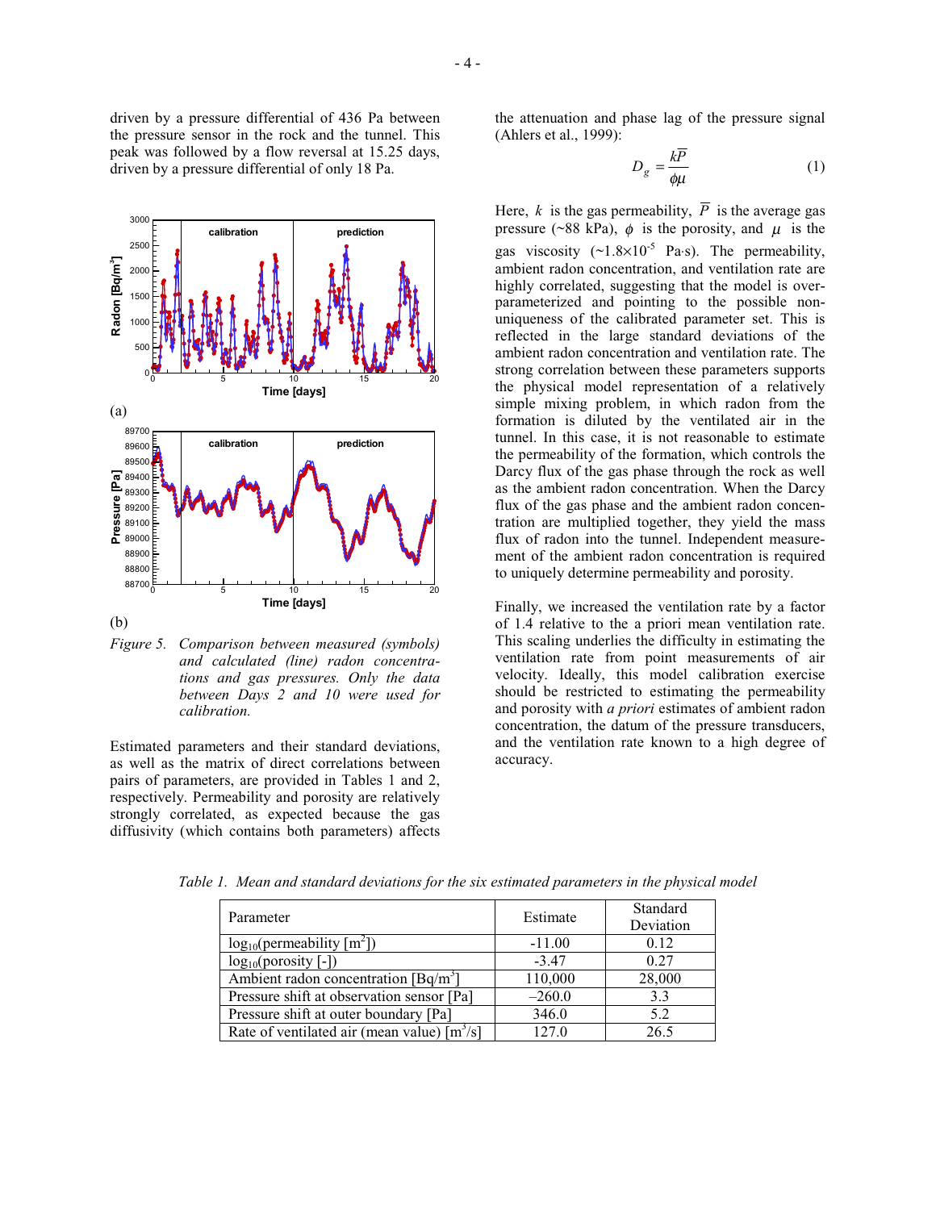driven by a pressure differential of 436 Pa between the pressure sensor in the rock and the tunnel. This peak was followed by a flow reversal at 15.25 days, driven by a pressure differential of only 18 Pa.

(a)

(b)

*Figure 5. Comparison between measured (symbols) and calculated (line) radon concentrations and gas pressures. Only the data between Days 2 and 10 were used for calibration.*

Estimated parameters and their standard deviations, as well as the matrix of direct correlations between pairs of parameters, are provided in Tables 1 and 2, respectively. Permeability and porosity are relatively strongly correlated, as expected because the gas diffusivity (which contains both parameters) affects the attenuation and phase lag of the pressure signal (Ahlers et al., 1999):

$$D_g = \frac{k\overline{P}}{\phi\mu} \tag{1}$$

Here, $k$ is the gas permeability, $\overline{P}$ is the average gas pressure (~88 kPa), $\phi$ is the porosity, and $\mu$ is the gas viscosity (~$1.8\times10^{-5}$ Pa·s). The permeability, ambient radon concentration, and ventilation rate are highly correlated, suggesting that the model is over-parameterized and pointing to the possible non-uniqueness of the calibrated parameter set. This is reflected in the large standard deviations of the ambient radon concentration and ventilation rate. The strong correlation between these parameters supports the physical model representation of a relatively simple mixing problem, in which radon from the formation is diluted by the ventilated air in the tunnel. In this case, it is not reasonable to estimate the permeability of the formation, which controls the Darcy flux of the gas phase through the rock as well as the ambient radon concentration. When the Darcy flux of the gas phase and the ambient radon concentration are multiplied together, they yield the mass flux of radon into the tunnel. Independent measurement of the ambient radon concentration is required to uniquely determine permeability and porosity.

Finally, we increased the ventilation rate by a factor of 1.4 relative to the a priori mean ventilation rate. This scaling underlies the difficulty in estimating the ventilation rate from point measurements of air velocity. Ideally, this model calibration exercise should be restricted to estimating the permeability and porosity with *a priori* estimates of ambient radon concentration, the datum of the pressure transducers, and the ventilation rate known to a high degree of accuracy.

*Table 1. Mean and standard deviations for the six estimated parameters in the physical model*

| Parameter | Estimate | Standard Deviation |
|---|---|---|
| $\log_{10}$(permeability [$m^2$]) | -11.00 | 0.12 |
| $\log_{10}$(porosity [-]) | -3.47 | 0.27 |
| Ambient radon concentration [$Bq/m^3$] | 110,000 | 28,000 |
| Pressure shift at observation sensor [Pa] | –260.0 | 3.3 |
| Pressure shift at outer boundary [Pa] | 346.0 | 5.2 |
| Rate of ventilated air (mean value) [$m^3/s$] | 127.0 | 26.5 |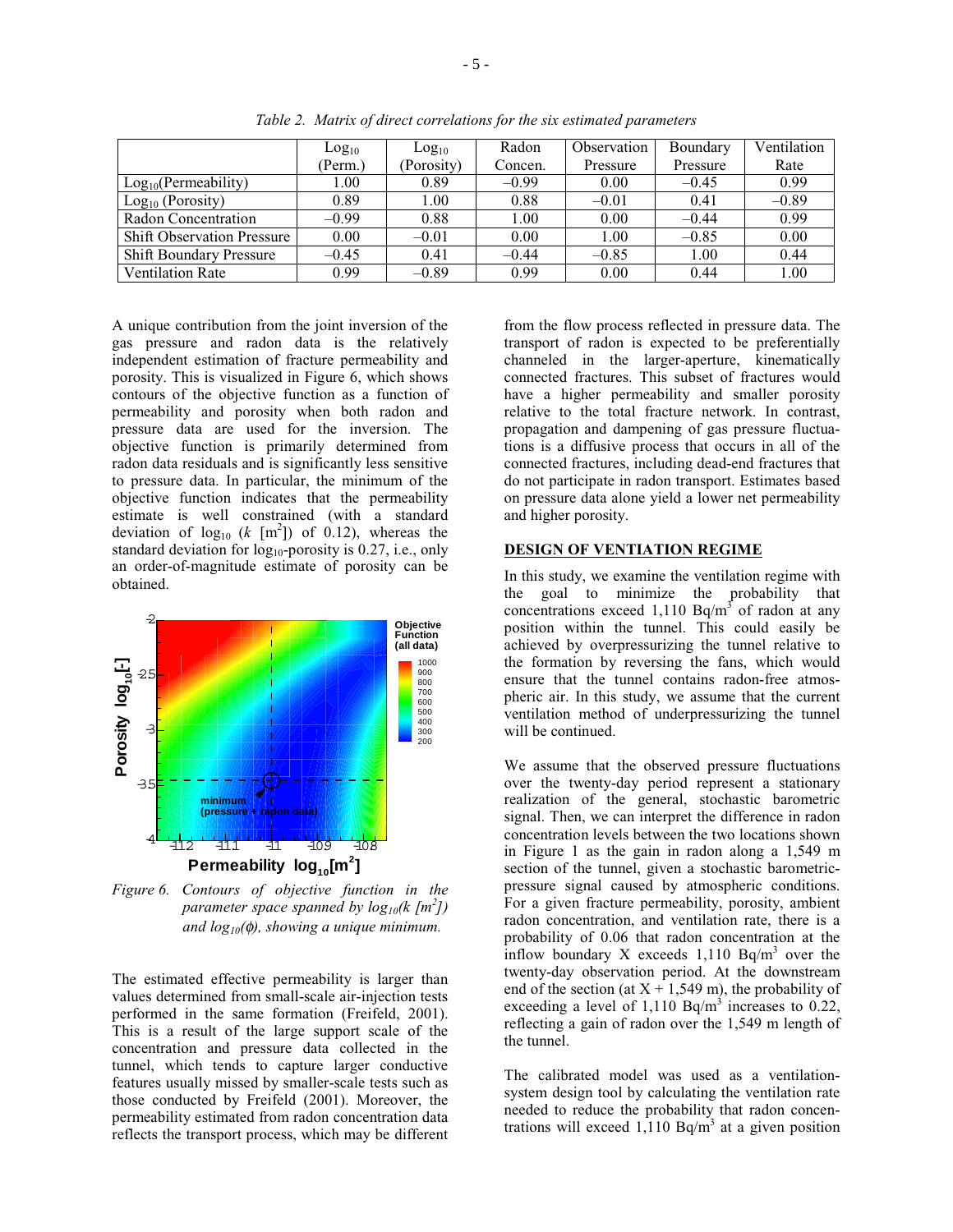*Table 2. Matrix of direct correlations for the six estimated parameters*

| | $\text{Log}_{10}$ (Perm.) | $\text{Log}_{10}$ (Porosity) | Radon Concen. | Observation Pressure | Boundary Pressure | Ventilation Rate |
|---|---|---|---|---|---|---|
| $\text{Log}_{10}$(Permeability) | 1.00 | 0.89 | –0.99 | 0.00 | –0.45 | 0.99 |
| $\text{Log}_{10}$ (Porosity) | 0.89 | 1.00 | 0.88 | –0.01 | 0.41 | –0.89 |
| Radon Concentration | –0.99 | 0.88 | 1.00 | 0.00 | –0.44 | 0.99 |
| Shift Observation Pressure | 0.00 | –0.01 | 0.00 | 1.00 | –0.85 | 0.00 |
| Shift Boundary Pressure | –0.45 | 0.41 | –0.44 | –0.85 | 1.00 | 0.44 |
| Ventilation Rate | 0.99 | –0.89 | 0.99 | 0.00 | 0.44 | 1.00 |

A unique contribution from the joint inversion of the gas pressure and radon data is the relatively independent estimation of fracture permeability and porosity. This is visualized in Figure 6, which shows contours of the objective function as a function of permeability and porosity when both radon and pressure data are used for the inversion. The objective function is primarily determined from radon data residuals and is significantly less sensitive to pressure data. In particular, the minimum of the objective function indicates that the permeability estimate is well constrained (with a standard deviation of $\log_{10}$ ($k$ [m$^2$]) of 0.12), whereas the standard deviation for $\log_{10}$-porosity is 0.27, i.e., only an order-of-magnitude estimate of porosity can be obtained.

*Figure 6. Contours of objective function in the parameter space spanned by $\log_{10}(k\ [m^2])$ and $\log_{10}(\phi)$, showing a unique minimum.*

The estimated effective permeability is larger than values determined from small-scale air-injection tests performed in the same formation (Freifeld, 2001). This is a result of the large support scale of the concentration and pressure data collected in the tunnel, which tends to capture larger conductive features usually missed by smaller-scale tests such as those conducted by Freifeld (2001). Moreover, the permeability estimated from radon concentration data reflects the transport process, which may be different from the flow process reflected in pressure data. The transport of radon is expected to be preferentially channeled in the larger-aperture, kinematically connected fractures. This subset of fractures would have a higher permeability and smaller porosity relative to the total fracture network. In contrast, propagation and dampening of gas pressure fluctuations is a diffusive process that occurs in all of the connected fractures, including dead-end fractures that do not participate in radon transport. Estimates based on pressure data alone yield a lower net permeability and higher porosity.

## DESIGN OF VENTIATION REGIME

In this study, we examine the ventilation regime with the goal to minimize the probability that concentrations exceed 1,110 Bq/m$^3$ of radon at any position within the tunnel. This could easily be achieved by overpressurizing the tunnel relative to the formation by reversing the fans, which would ensure that the tunnel contains radon-free atmospheric air. In this study, we assume that the current ventilation method of underpressurizing the tunnel will be continued.

We assume that the observed pressure fluctuations over the twenty-day period represent a stationary realization of the general, stochastic barometric signal. Then, we can interpret the difference in radon concentration levels between the two locations shown in Figure 1 as the gain in radon along a 1,549 m section of the tunnel, given a stochastic barometric-pressure signal caused by atmospheric conditions. For a given fracture permeability, porosity, ambient radon concentration, and ventilation rate, there is a probability of 0.06 that radon concentration at the inflow boundary X exceeds 1,110 Bq/m$^3$ over the twenty-day observation period. At the downstream end of the section (at X + 1,549 m), the probability of exceeding a level of 1,110 Bq/m$^3$ increases to 0.22, reflecting a gain of radon over the 1,549 m length of the tunnel.

The calibrated model was used as a ventilation-system design tool by calculating the ventilation rate needed to reduce the probability that radon concentrations will exceed 1,110 Bq/m$^3$ at a given position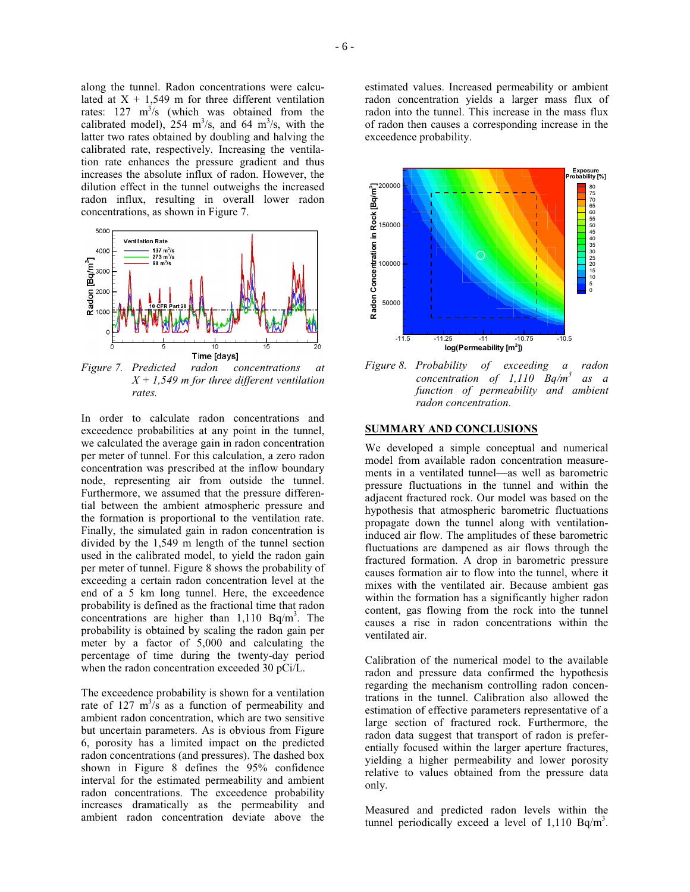along the tunnel. Radon concentrations were calculated at X + 1,549 m for three different ventilation rates: 127 $m^3/s$ (which was obtained from the calibrated model), 254 $m^3/s$, and 64 $m^3/s$, with the latter two rates obtained by doubling and halving the calibrated rate, respectively. Increasing the ventilation rate enhances the pressure gradient and thus increases the absolute influx of radon. However, the dilution effect in the tunnel outweighs the increased radon influx, resulting in overall lower radon concentrations, as shown in Figure 7.

*Figure 7. Predicted radon concentrations at X + 1,549 m for three different ventilation rates.*

In order to calculate radon concentrations and exceedence probabilities at any point in the tunnel, we calculated the average gain in radon concentration per meter of tunnel. For this calculation, a zero radon concentration was prescribed at the inflow boundary node, representing air from outside the tunnel. Furthermore, we assumed that the pressure differential between the ambient atmospheric pressure and the formation is proportional to the ventilation rate. Finally, the simulated gain in radon concentration is divided by the 1,549 m length of the tunnel section used in the calibrated model, to yield the radon gain per meter of tunnel. Figure 8 shows the probability of exceeding a certain radon concentration level at the end of a 5 km long tunnel. Here, the exceedence probability is defined as the fractional time that radon concentrations are higher than 1,110 $Bq/m^3$. The probability is obtained by scaling the radon gain per meter by a factor of 5,000 and calculating the percentage of time during the twenty-day period when the radon concentration exceeded 30 pCi/L.

The exceedence probability is shown for a ventilation rate of 127 $m^3/s$ as a function of permeability and ambient radon concentration, which are two sensitive but uncertain parameters. As is obvious from Figure 6, porosity has a limited impact on the predicted radon concentrations (and pressures). The dashed box shown in Figure 8 defines the 95% confidence interval for the estimated permeability and ambient radon concentrations. The exceedence probability increases dramatically as the permeability and ambient radon concentration deviate above the estimated values. Increased permeability or ambient radon concentration yields a larger mass flux of radon into the tunnel. This increase in the mass flux of radon then causes a corresponding increase in the exceedence probability.

*Figure 8. Probability of exceeding a radon concentration of 1,110 $Bq/m^3$ as a function of permeability and ambient radon concentration.*

## SUMMARY AND CONCLUSIONS

We developed a simple conceptual and numerical model from available radon concentration measurements in a ventilated tunnel—as well as barometric pressure fluctuations in the tunnel and within the adjacent fractured rock. Our model was based on the hypothesis that atmospheric barometric fluctuations propagate down the tunnel along with ventilation-induced air flow. The amplitudes of these barometric fluctuations are dampened as air flows through the fractured formation. A drop in barometric pressure causes formation air to flow into the tunnel, where it mixes with the ventilated air. Because ambient gas within the formation has a significantly higher radon content, gas flowing from the rock into the tunnel causes a rise in radon concentrations within the ventilated air.

Calibration of the numerical model to the available radon and pressure data confirmed the hypothesis regarding the mechanism controlling radon concentrations in the tunnel. Calibration also allowed the estimation of effective parameters representative of a large section of fractured rock. Furthermore, the radon data suggest that transport of radon is preferentially focused within the larger aperture fractures, yielding a higher permeability and lower porosity relative to values obtained from the pressure data only.

Measured and predicted radon levels within the tunnel periodically exceed a level of 1,110 $Bq/m^3$.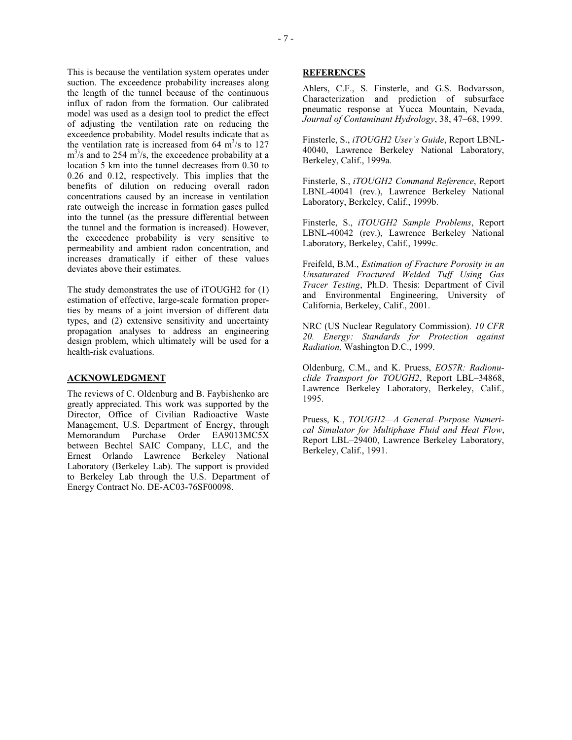This is because the ventilation system operates under suction. The exceedence probability increases along the length of the tunnel because of the continuous influx of radon from the formation. Our calibrated model was used as a design tool to predict the effect of adjusting the ventilation rate on reducing the exceedence probability. Model results indicate that as the ventilation rate is increased from 64 $m^3/s$ to 127 $m^3/s$ and to 254 $m^3/s$, the exceedence probability at a location 5 km into the tunnel decreases from 0.30 to 0.26 and 0.12, respectively. This implies that the benefits of dilution on reducing overall radon concentrations caused by an increase in ventilation rate outweigh the increase in formation gases pulled into the tunnel (as the pressure differential between the tunnel and the formation is increased). However, the exceedence probability is very sensitive to permeability and ambient radon concentration, and increases dramatically if either of these values deviates above their estimates.

The study demonstrates the use of iTOUGH2 for (1) estimation of effective, large-scale formation properties by means of a joint inversion of different data types, and (2) extensive sensitivity and uncertainty propagation analyses to address an engineering design problem, which ultimately will be used for a health-risk evaluations.

## ACKNOWLEDGMENT

The reviews of C. Oldenburg and B. Faybishenko are greatly appreciated. This work was supported by the Director, Office of Civilian Radioactive Waste Management, U.S. Department of Energy, through Memorandum Purchase Order EA9013MC5X between Bechtel SAIC Company, LLC, and the Ernest Orlando Lawrence Berkeley National Laboratory (Berkeley Lab). The support is provided to Berkeley Lab through the U.S. Department of Energy Contract No. DE-AC03-76SF00098.

## REFERENCES

Ahlers, C.F., S. Finsterle, and G.S. Bodvarsson, Characterization and prediction of subsurface pneumatic response at Yucca Mountain, Nevada, *Journal of Contaminant Hydrology*, 38, 47–68, 1999.

Finsterle, S., *iTOUGH2 User's Guide*, Report LBNL-40040, Lawrence Berkeley National Laboratory, Berkeley, Calif., 1999a.

Finsterle, S., *iTOUGH2 Command Reference*, Report LBNL-40041 (rev.), Lawrence Berkeley National Laboratory, Berkeley, Calif., 1999b.

Finsterle, S., *iTOUGH2 Sample Problems*, Report LBNL-40042 (rev.), Lawrence Berkeley National Laboratory, Berkeley, Calif., 1999c.

Freifeld, B.M., *Estimation of Fracture Porosity in an Unsaturated Fractured Welded Tuff Using Gas Tracer Testing*, Ph.D. Thesis: Department of Civil and Environmental Engineering, University of California, Berkeley, Calif., 2001.

NRC (US Nuclear Regulatory Commission). *10 CFR 20. Energy: Standards for Protection against Radiation,* Washington D.C., 1999.

Oldenburg, C.M., and K. Pruess, *EOS7R: Radionuclide Transport for TOUGH2*, Report LBL–34868, Lawrence Berkeley Laboratory, Berkeley, Calif., 1995.

Pruess, K., *TOUGH2—A General–Purpose Numerical Simulator for Multiphase Fluid and Heat Flow*, Report LBL–29400, Lawrence Berkeley Laboratory, Berkeley, Calif., 1991.